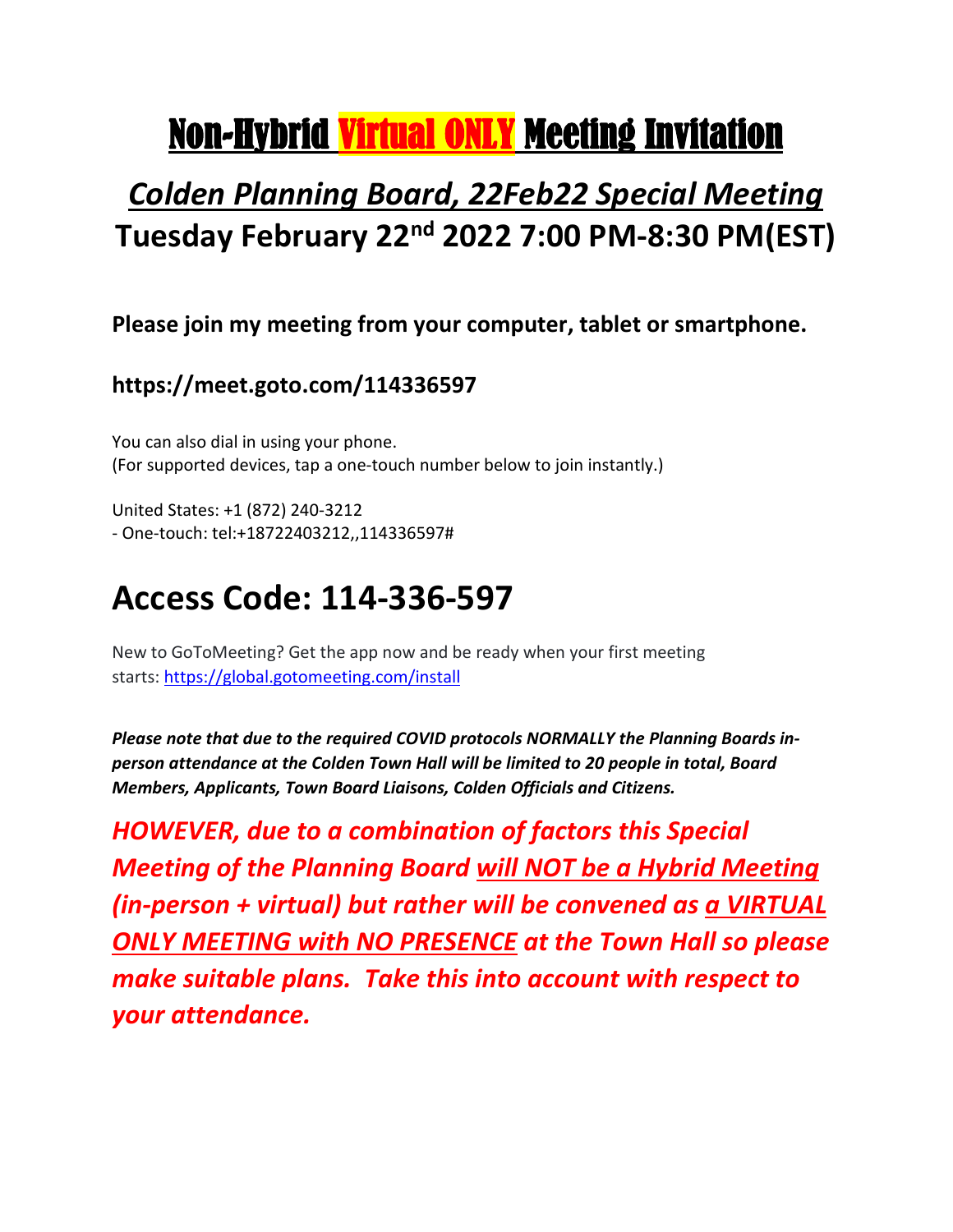# Non-Hybrid Virtual ONLY Meeting Invitation

## *Colden Planning Board, 22Feb22 Special Meeting*

## Tuesday February 22nd 2022 7:00 PM-8:30 PM(EST)

**Please join my meeting from your computer, tablet or smartphone.**

**https://meet.goto.com/114336597**

You can also dial in using your phone.
(For supported devices, tap a one-touch number below to join instantly.)

United States: +1 (872) 240-3212
- One-touch: tel:+18722403212,,114336597#

# Access Code: 114-336-597

New to GoToMeeting? Get the app now and be ready when your first meeting starts: https://global.gotomeeting.com/install

***Please note that due to the required COVID protocols NORMALLY the Planning Boards in-person attendance at the Colden Town Hall will be limited to 20 people in total, Board Members, Applicants, Town Board Liaisons, Colden Officials and Citizens.***

***HOWEVER, due to a combination of factors this Special Meeting of the Planning Board will NOT be a Hybrid Meeting (in-person + virtual) but rather will be convened as a VIRTUAL ONLY MEETING with NO PRESENCE at the Town Hall so please make suitable plans. Take this into account with respect to your attendance.***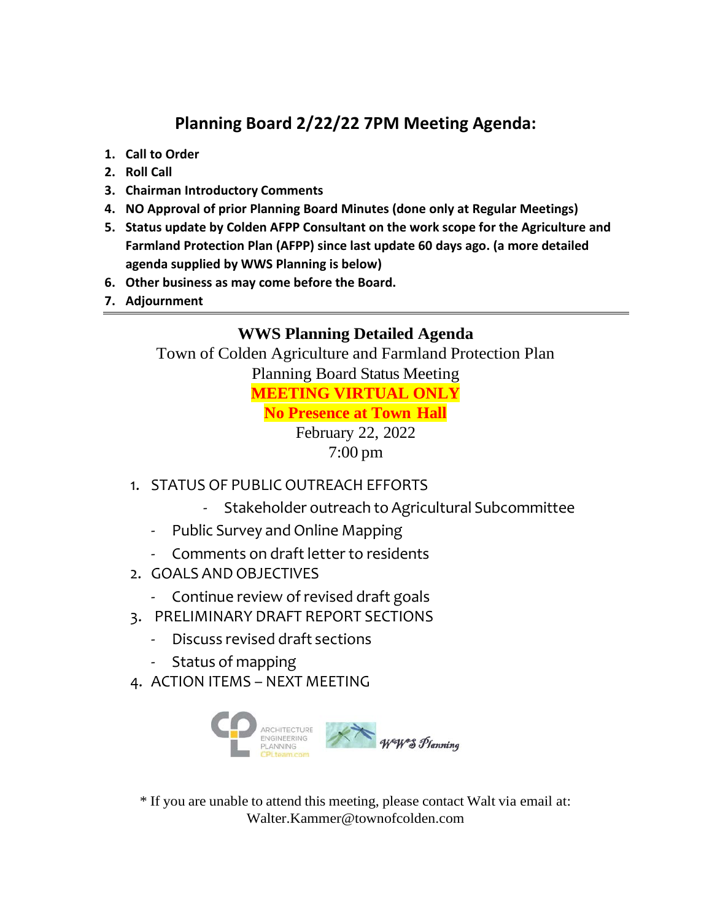## Planning Board 2/22/22 7PM Meeting Agenda:

1. **Call to Order**
2. **Roll Call**
3. **Chairman Introductory Comments**
4. **NO Approval of prior Planning Board Minutes (done only at Regular Meetings)**
5. **Status update by Colden AFPP Consultant on the work scope for the Agriculture and Farmland Protection Plan (AFPP) since last update 60 days ago. (a more detailed agenda supplied by WWS Planning is below)**
6. **Other business as may come before the Board.**
7. **Adjournment**

---

### WWS Planning Detailed Agenda

Town of Colden Agriculture and Farmland Protection Plan

Planning Board Status Meeting

**MEETING VIRTUAL ONLY**

**No Presence at Town Hall**

February 22, 2022

7:00 pm

1. STATUS OF PUBLIC OUTREACH EFFORTS
   - Stakeholder outreach to Agricultural Subcommittee
   - Public Survey and Online Mapping
   - Comments on draft letter to residents
2. GOALS AND OBJECTIVES
   - Continue review of revised draft goals
3. PRELIMINARY DRAFT REPORT SECTIONS
   - Discuss revised draft sections
   - Status of mapping
4. ACTION ITEMS – NEXT MEETING

ARCHITECTURE ENGINEERING PLANNING CPLteam.com

WWS Planning

* If you are unable to attend this meeting, please contact Walt via email at: Walter.Kammer@townofcolden.com